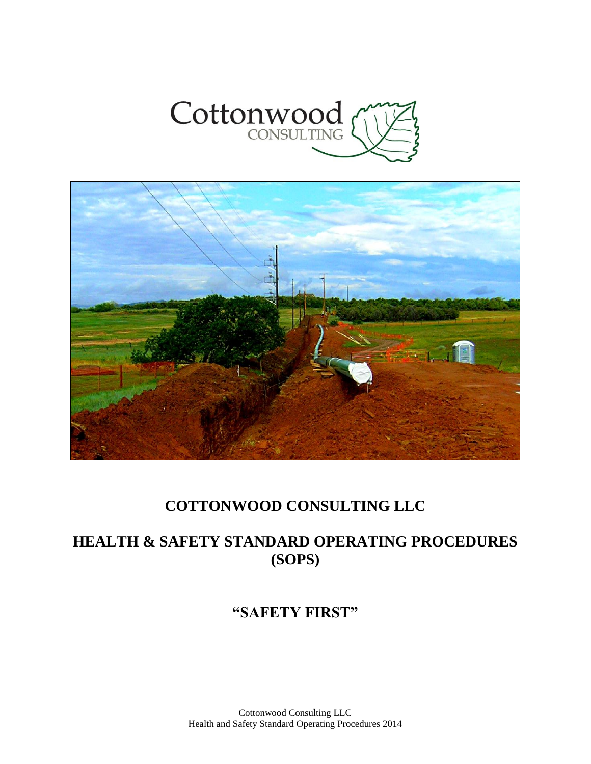Cottonwood
CONSULTING

# COTTONWOOD CONSULTING LLC

# HEALTH & SAFETY STANDARD OPERATING PROCEDURES (SOPS)

## "SAFETY FIRST"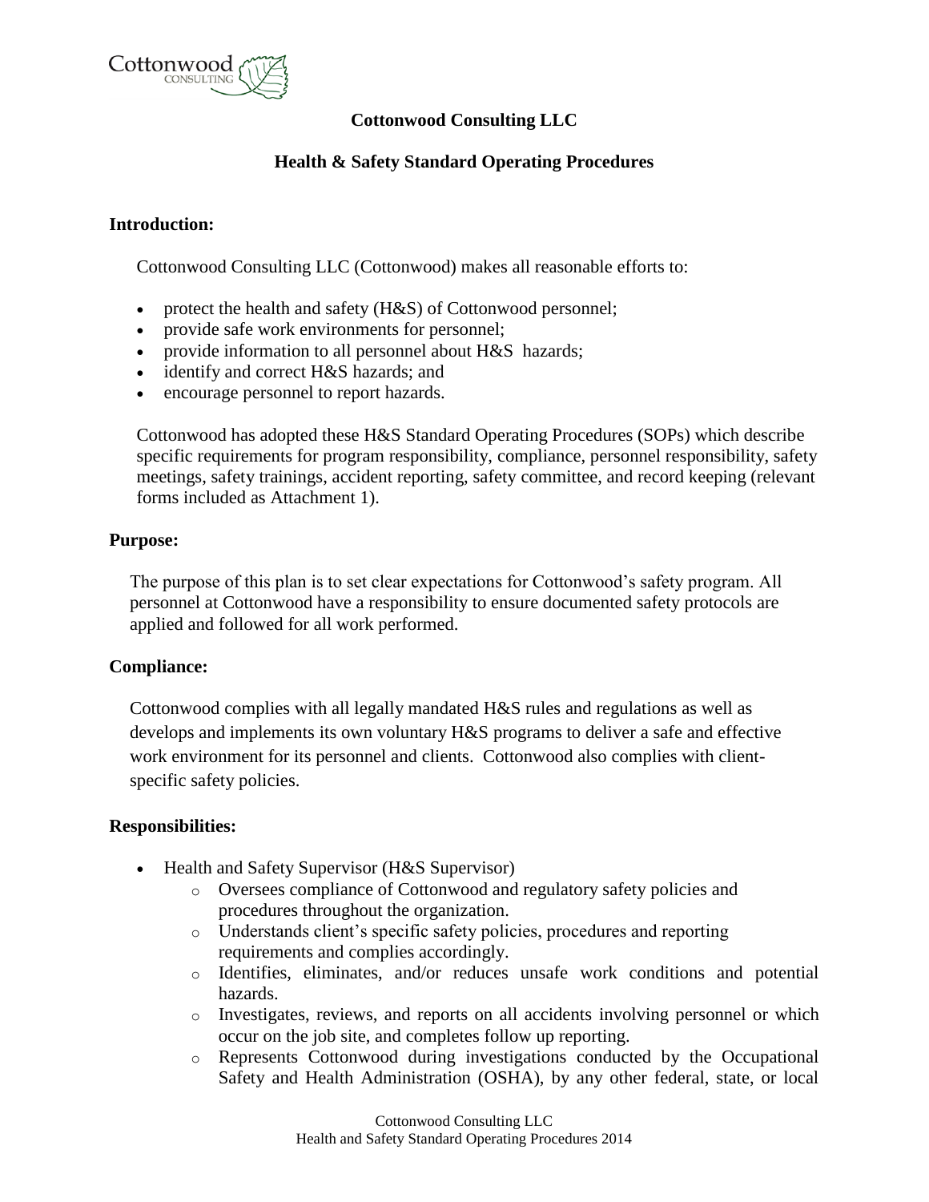**Cottonwood Consulting LLC**

**Health & Safety Standard Operating Procedures**

**Introduction:**

Cottonwood Consulting LLC (Cottonwood) makes all reasonable efforts to:

- protect the health and safety (H&S) of Cottonwood personnel;
- provide safe work environments for personnel;
- provide information to all personnel about H&S hazards;
- identify and correct H&S hazards; and
- encourage personnel to report hazards.

Cottonwood has adopted these H&S Standard Operating Procedures (SOPs) which describe specific requirements for program responsibility, compliance, personnel responsibility, safety meetings, safety trainings, accident reporting, safety committee, and record keeping (relevant forms included as Attachment 1).

**Purpose:**

The purpose of this plan is to set clear expectations for Cottonwood's safety program. All personnel at Cottonwood have a responsibility to ensure documented safety protocols are applied and followed for all work performed.

**Compliance:**

Cottonwood complies with all legally mandated H&S rules and regulations as well as develops and implements its own voluntary H&S programs to deliver a safe and effective work environment for its personnel and clients. Cottonwood also complies with client-specific safety policies.

**Responsibilities:**

- Health and Safety Supervisor (H&S Supervisor)
  - Oversees compliance of Cottonwood and regulatory safety policies and procedures throughout the organization.
  - Understands client's specific safety policies, procedures and reporting requirements and complies accordingly.
  - Identifies, eliminates, and/or reduces unsafe work conditions and potential hazards.
  - Investigates, reviews, and reports on all accidents involving personnel or which occur on the job site, and completes follow up reporting.
  - Represents Cottonwood during investigations conducted by the Occupational Safety and Health Administration (OSHA), by any other federal, state, or local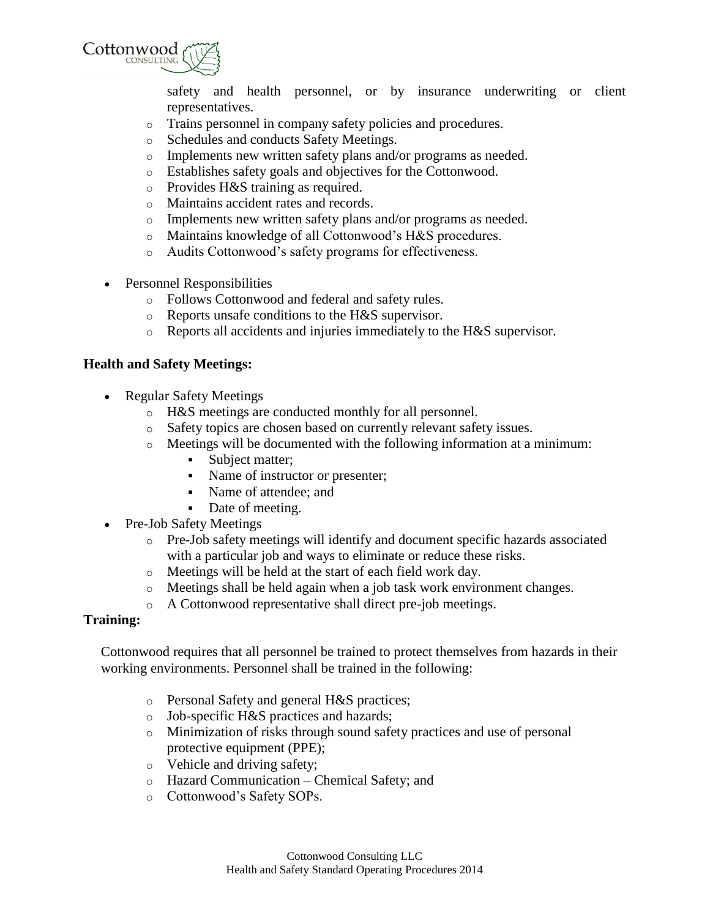safety and health personnel, or by insurance underwriting or client representatives.

- Trains personnel in company safety policies and procedures.
- Schedules and conducts Safety Meetings.
- Implements new written safety plans and/or programs as needed.
- Establishes safety goals and objectives for the Cottonwood.
- Provides H&S training as required.
- Maintains accident rates and records.
- Implements new written safety plans and/or programs as needed.
- Maintains knowledge of all Cottonwood's H&S procedures.
- Audits Cottonwood's safety programs for effectiveness.

- Personnel Responsibilities
  - Follows Cottonwood and federal and safety rules.
  - Reports unsafe conditions to the H&S supervisor.
  - Reports all accidents and injuries immediately to the H&S supervisor.

**Health and Safety Meetings:**

- Regular Safety Meetings
  - H&S meetings are conducted monthly for all personnel.
  - Safety topics are chosen based on currently relevant safety issues.
  - Meetings will be documented with the following information at a minimum:
    - Subject matter;
    - Name of instructor or presenter;
    - Name of attendee; and
    - Date of meeting.
- Pre-Job Safety Meetings
  - Pre-Job safety meetings will identify and document specific hazards associated with a particular job and ways to eliminate or reduce these risks.
  - Meetings will be held at the start of each field work day.
  - Meetings shall be held again when a job task work environment changes.
  - A Cottonwood representative shall direct pre-job meetings.

**Training:**

Cottonwood requires that all personnel be trained to protect themselves from hazards in their working environments. Personnel shall be trained in the following:

- Personal Safety and general H&S practices;
- Job-specific H&S practices and hazards;
- Minimization of risks through sound safety practices and use of personal protective equipment (PPE);
- Vehicle and driving safety;
- Hazard Communication – Chemical Safety; and
- Cottonwood's Safety SOPs.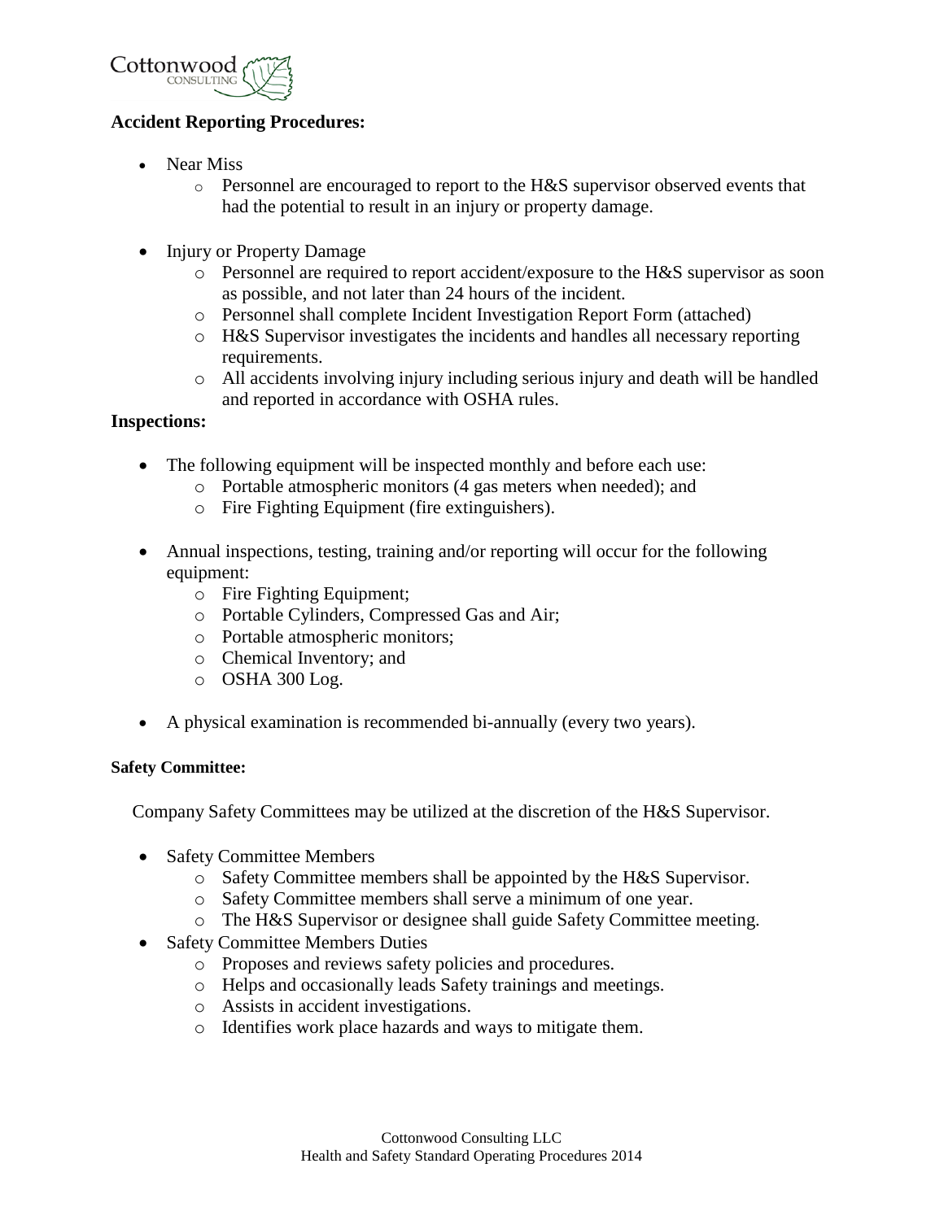**Accident Reporting Procedures:**

- Near Miss
  - Personnel are encouraged to report to the H&S supervisor observed events that had the potential to result in an injury or property damage.

- Injury or Property Damage
  - Personnel are required to report accident/exposure to the H&S supervisor as soon as possible, and not later than 24 hours of the incident.
  - Personnel shall complete Incident Investigation Report Form (attached)
  - H&S Supervisor investigates the incidents and handles all necessary reporting requirements.
  - All accidents involving injury including serious injury and death will be handled and reported in accordance with OSHA rules.

**Inspections:**

- The following equipment will be inspected monthly and before each use:
  - Portable atmospheric monitors (4 gas meters when needed); and
  - Fire Fighting Equipment (fire extinguishers).

- Annual inspections, testing, training and/or reporting will occur for the following equipment:
  - Fire Fighting Equipment;
  - Portable Cylinders, Compressed Gas and Air;
  - Portable atmospheric monitors;
  - Chemical Inventory; and
  - OSHA 300 Log.

- A physical examination is recommended bi-annually (every two years).

**Safety Committee:**

Company Safety Committees may be utilized at the discretion of the H&S Supervisor.

- Safety Committee Members
  - Safety Committee members shall be appointed by the H&S Supervisor.
  - Safety Committee members shall serve a minimum of one year.
  - The H&S Supervisor or designee shall guide Safety Committee meeting.
- Safety Committee Members Duties
  - Proposes and reviews safety policies and procedures.
  - Helps and occasionally leads Safety trainings and meetings.
  - Assists in accident investigations.
  - Identifies work place hazards and ways to mitigate them.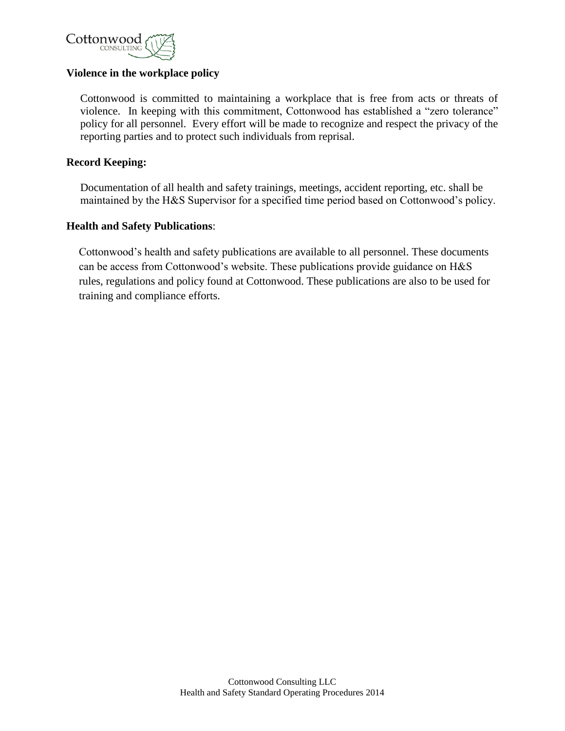**Violence in the workplace policy**

Cottonwood is committed to maintaining a workplace that is free from acts or threats of violence. In keeping with this commitment, Cottonwood has established a "zero tolerance" policy for all personnel. Every effort will be made to recognize and respect the privacy of the reporting parties and to protect such individuals from reprisal.

**Record Keeping:**

Documentation of all health and safety trainings, meetings, accident reporting, etc. shall be maintained by the H&S Supervisor for a specified time period based on Cottonwood's policy.

**Health and Safety Publications**:

Cottonwood's health and safety publications are available to all personnel. These documents can be access from Cottonwood's website. These publications provide guidance on H&S rules, regulations and policy found at Cottonwood. These publications are also to be used for training and compliance efforts.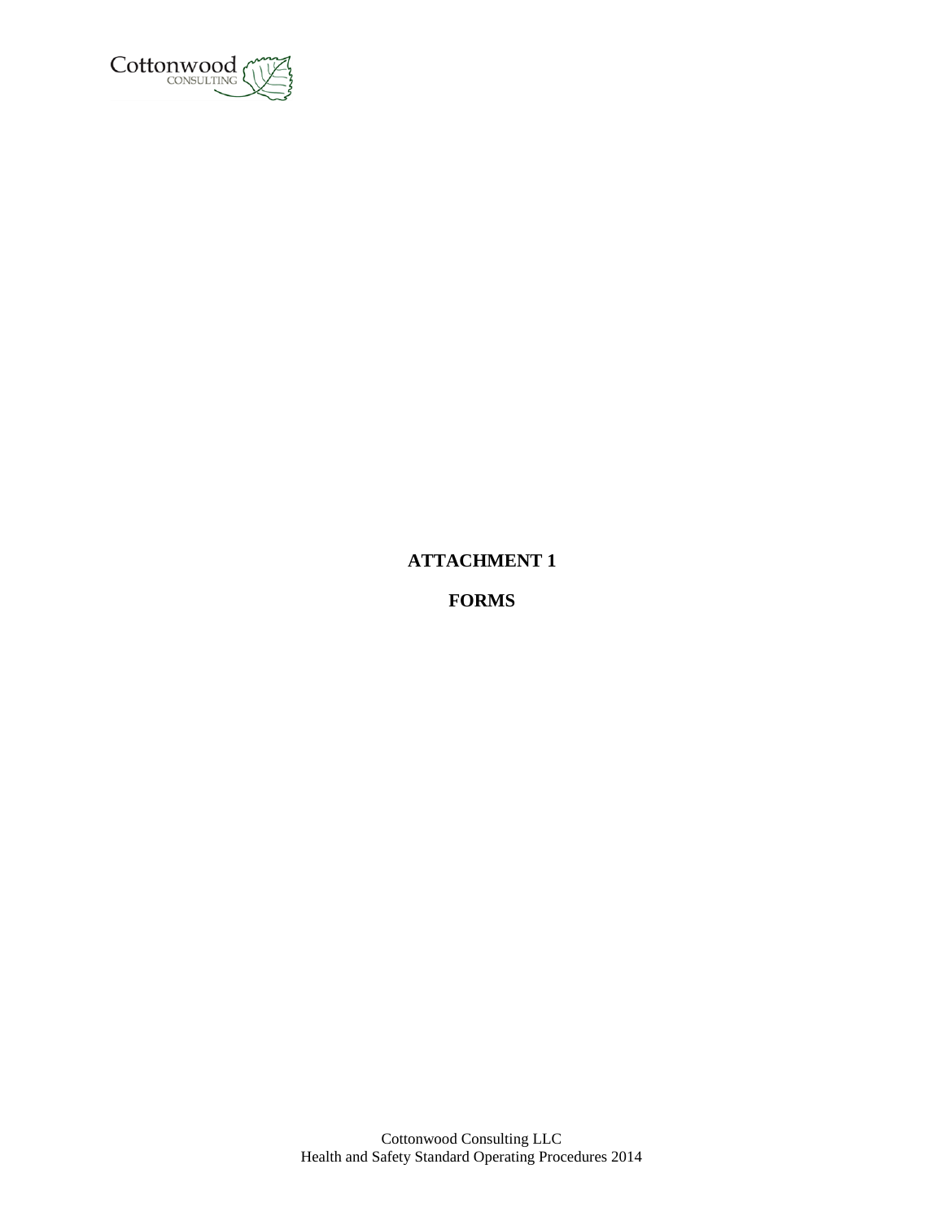# ATTACHMENT 1

# FORMS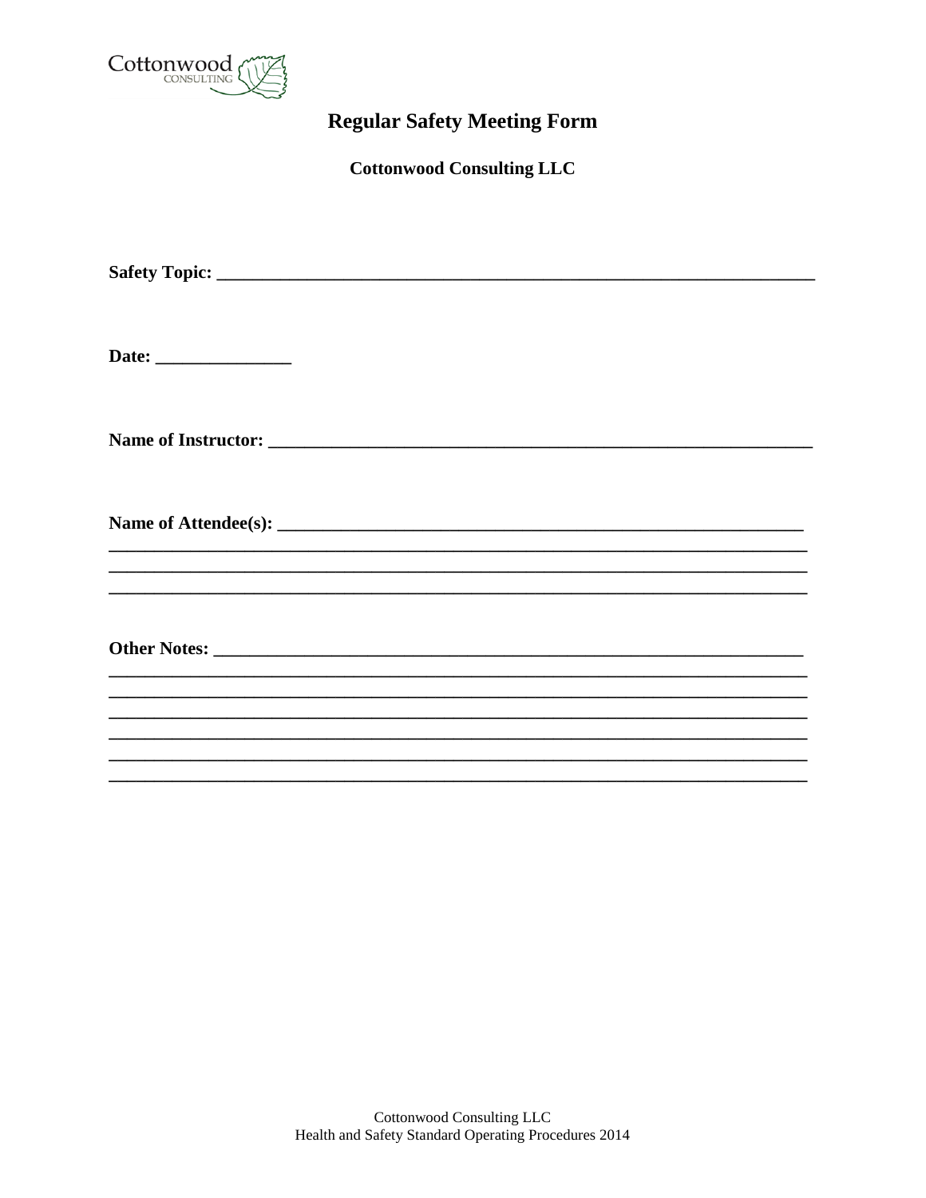# Regular Safety Meeting Form

**Cottonwood Consulting LLC**

**Safety Topic:** ______________________________________________________________________

**Date:** _______________

**Name of Instructor:** ______________________________________________________________

**Name of Attendee(s):** ____________________________________________________________
________________________________________________________________________________
________________________________________________________________________________
________________________________________________________________________________

**Other Notes:** ____________________________________________________________________
________________________________________________________________________________
________________________________________________________________________________
________________________________________________________________________________
________________________________________________________________________________
________________________________________________________________________________
________________________________________________________________________________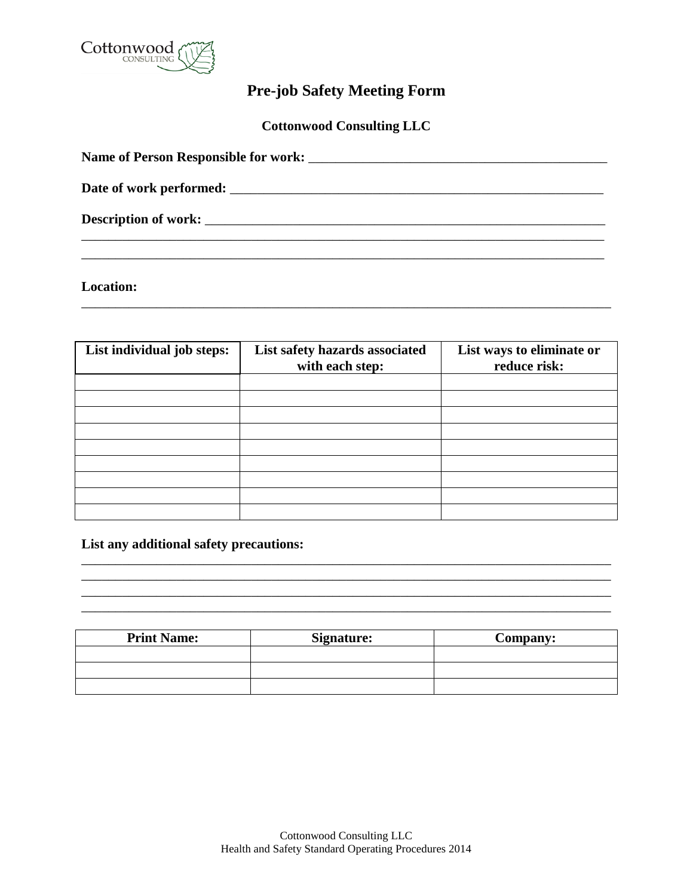# Pre-job Safety Meeting Form

**Cottonwood Consulting LLC**

**Name of Person Responsible for work:** _____________________________________________

**Date of work performed:** _________________________________________________________

**Description of work:** ____________________________________________________________
_____________________________________________________________________________
_____________________________________________________________________________

**Location:**
_____________________________________________________________________________

| List individual job steps: | List safety hazards associated with each step: | List ways to eliminate or reduce risk: |
|---|---|---|
| | | |
| | | |
| | | |
| | | |
| | | |
| | | |
| | | |
| | | |
| | | |

**List any additional safety precautions:**
_____________________________________________________________________________
_____________________________________________________________________________
_____________________________________________________________________________
_____________________________________________________________________________

| Print Name: | Signature: | Company: |
|---|---|---|
| | | |
| | | |
| | | |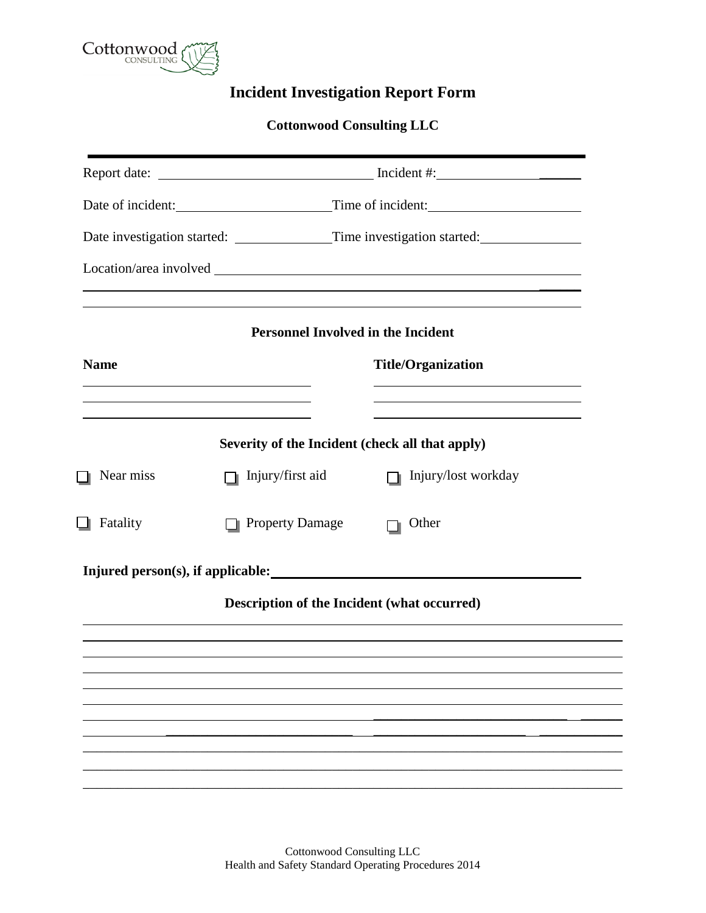# Incident Investigation Report Form

**Cottonwood Consulting LLC**

---

Report date: ______________________________ Incident #: ____________________

Date of incident: ______________________ Time of incident: ______________________

Date investigation started: ______________ Time investigation started: ______________

Location/area involved ________________________________________________________

__________________________________________________________________________

__________________________________________________________________________

## Personnel Involved in the Incident

| Name | Title/Organization |
|---|---|
| ______________________________ | ______________________________ |
| ______________________________ | ______________________________ |
| ______________________________ | ______________________________ |

## Severity of the Incident (check all that apply)

- [ ] Near miss
- [ ] Injury/first aid
- [ ] Injury/lost workday
- [ ] Fatality
- [ ] Property Damage
- [ ] Other

**Injured person(s), if applicable:** ________________________________________

## Description of the Incident (what occurred)

__________________________________________________________________________

__________________________________________________________________________

__________________________________________________________________________

__________________________________________________________________________

__________________________________________________________________________

__________________________________________________________________________

__________________________________________________________________________

__________________________________________________________________________

__________________________________________________________________________

__________________________________________________________________________

__________________________________________________________________________

Cottonwood Consulting LLC
Health and Safety Standard Operating Procedures 2014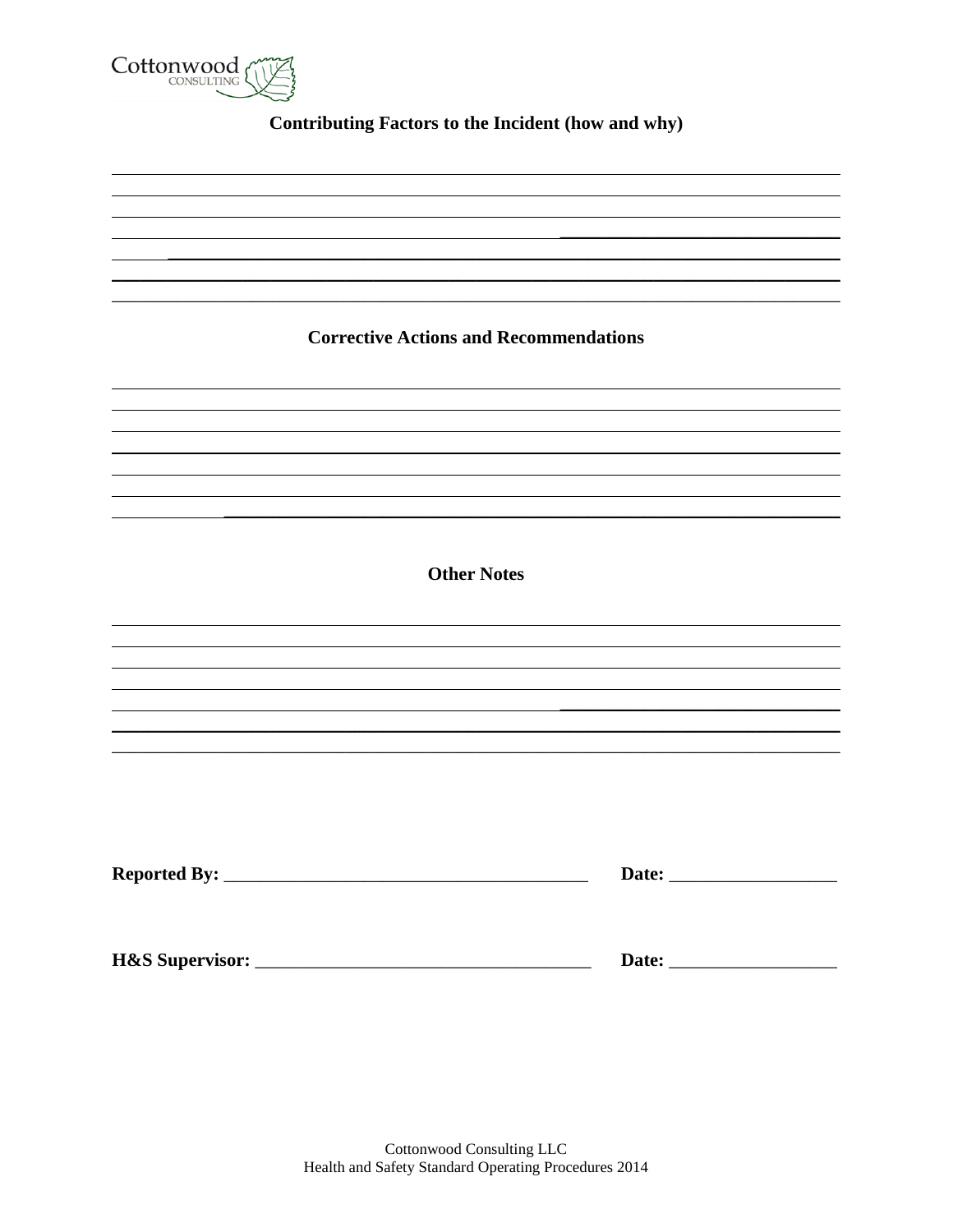## Contributing Factors to the Incident (how and why)

\_\_\_\_\_\_\_\_\_\_\_\_\_\_\_\_\_\_\_\_\_\_\_\_\_\_\_\_\_\_\_\_\_\_\_\_\_\_\_\_\_\_\_\_\_\_\_\_\_\_\_\_\_\_\_\_\_\_\_\_\_\_\_\_\_\_\_\_\_\_\_\_\_\_\_\_

## Corrective Actions and Recommendations

\_\_\_\_\_\_\_\_\_\_\_\_\_\_\_\_\_\_\_\_\_\_\_\_\_\_\_\_\_\_\_\_\_\_\_\_\_\_\_\_\_\_\_\_\_\_\_\_\_\_\_\_\_\_\_\_\_\_\_\_\_\_\_\_\_\_\_\_\_\_\_\_\_\_\_\_

## Other Notes

\_\_\_\_\_\_\_\_\_\_\_\_\_\_\_\_\_\_\_\_\_\_\_\_\_\_\_\_\_\_\_\_\_\_\_\_\_\_\_\_\_\_\_\_\_\_\_\_\_\_\_\_\_\_\_\_\_\_\_\_\_\_\_\_\_\_\_\_\_\_\_\_\_\_\_\_

**Reported By:** \_\_\_\_\_\_\_\_\_\_\_\_\_\_\_\_\_\_\_\_\_\_\_\_\_\_\_\_\_\_\_\_\_\_\_\_\_\_\_\_ **Date:** \_\_\_\_\_\_\_\_\_\_\_\_\_\_\_\_\_\_

**H&S Supervisor:** \_\_\_\_\_\_\_\_\_\_\_\_\_\_\_\_\_\_\_\_\_\_\_\_\_\_\_\_\_\_\_\_\_\_\_\_\_ **Date:** \_\_\_\_\_\_\_\_\_\_\_\_\_\_\_\_\_\_